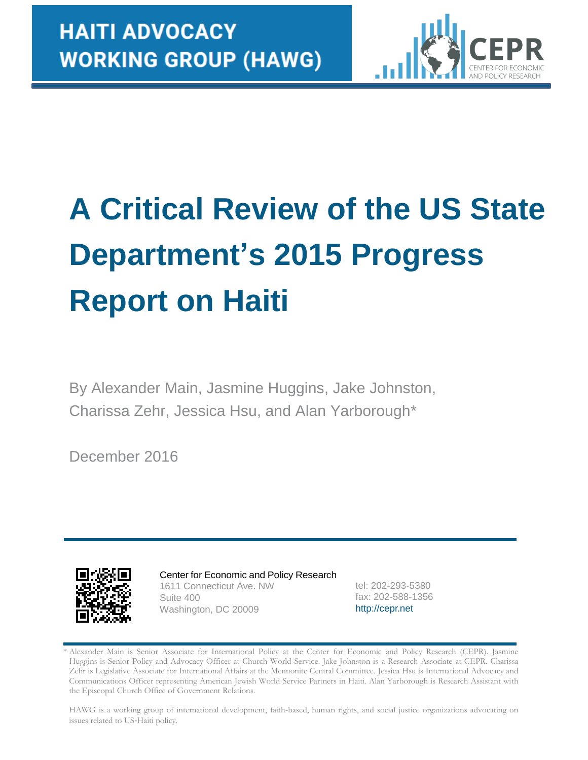**HAITI ADVOCACY WORKING GROUP (HAWG)**

CEPR
CENTER FOR ECONOMIC AND POLICY RESEARCH

# A Critical Review of the US State Department's 2015 Progress Report on Haiti

By Alexander Main, Jasmine Huggins, Jake Johnston, Charissa Zehr, Jessica Hsu, and Alan Yarborough*

December 2016

Center for Economic and Policy Research
1611 Connecticut Ave. NW
Suite 400
Washington, DC 20009

tel: 202-293-5380
fax: 202-588-1356
http://cepr.net

\* Alexander Main is Senior Associate for International Policy at the Center for Economic and Policy Research (CEPR). Jasmine Huggins is Senior Policy and Advocacy Officer at Church World Service. Jake Johnston is a Research Associate at CEPR. Charissa Zehr is Legislative Associate for International Affairs at the Mennonite Central Committee. Jessica Hsu is International Advocacy and Communications Officer representing American Jewish World Service Partners in Haiti. Alan Yarborough is Research Assistant with the Episcopal Church Office of Government Relations.

HAWG is a working group of international development, faith-based, human rights, and social justice organizations advocating on issues related to US-Haiti policy.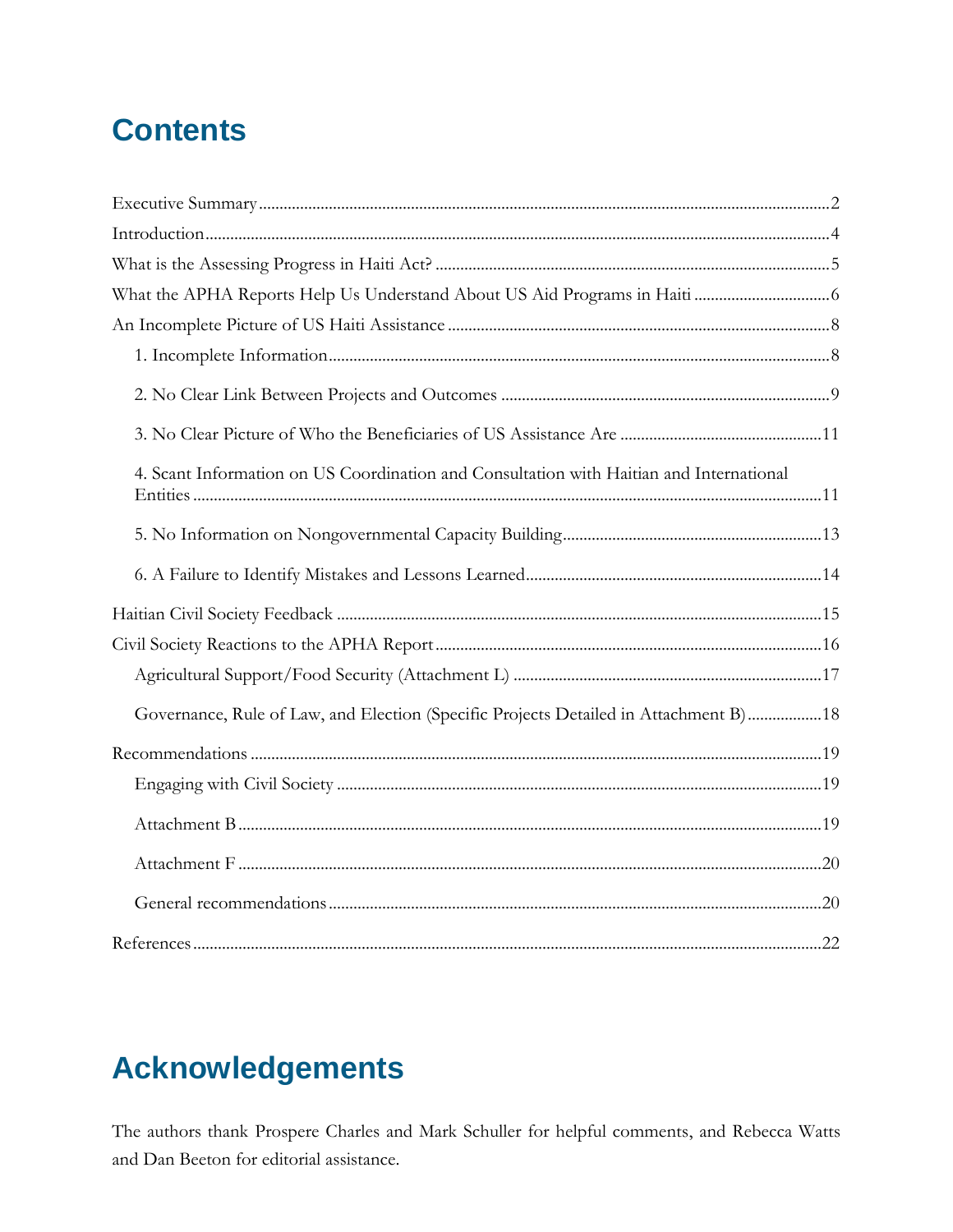# Contents

Executive Summary ........ 2
Introduction ........ 4
What is the Assessing Progress in Haiti Act? ........ 5
What the APHA Reports Help Us Understand About US Aid Programs in Haiti ........ 6
An Incomplete Picture of US Haiti Assistance ........ 8
- 1. Incomplete Information ........ 8
- 2. No Clear Link Between Projects and Outcomes ........ 9
- 3. No Clear Picture of Who the Beneficiaries of US Assistance Are ........ 11
- 4. Scant Information on US Coordination and Consultation with Haitian and International Entities ........ 11
- 5. No Information on Nongovernmental Capacity Building ........ 13
- 6. A Failure to Identify Mistakes and Lessons Learned ........ 14

Haitian Civil Society Feedback ........ 15
Civil Society Reactions to the APHA Report ........ 16
- Agricultural Support/Food Security (Attachment L) ........ 17
- Governance, Rule of Law, and Election (Specific Projects Detailed in Attachment B) ........ 18

Recommendations ........ 19
- Engaging with Civil Society ........ 19
- Attachment B ........ 19
- Attachment F ........ 20
- General recommendations ........ 20

References ........ 22

# Acknowledgements

The authors thank Prospere Charles and Mark Schuller for helpful comments, and Rebecca Watts and Dan Beeton for editorial assistance.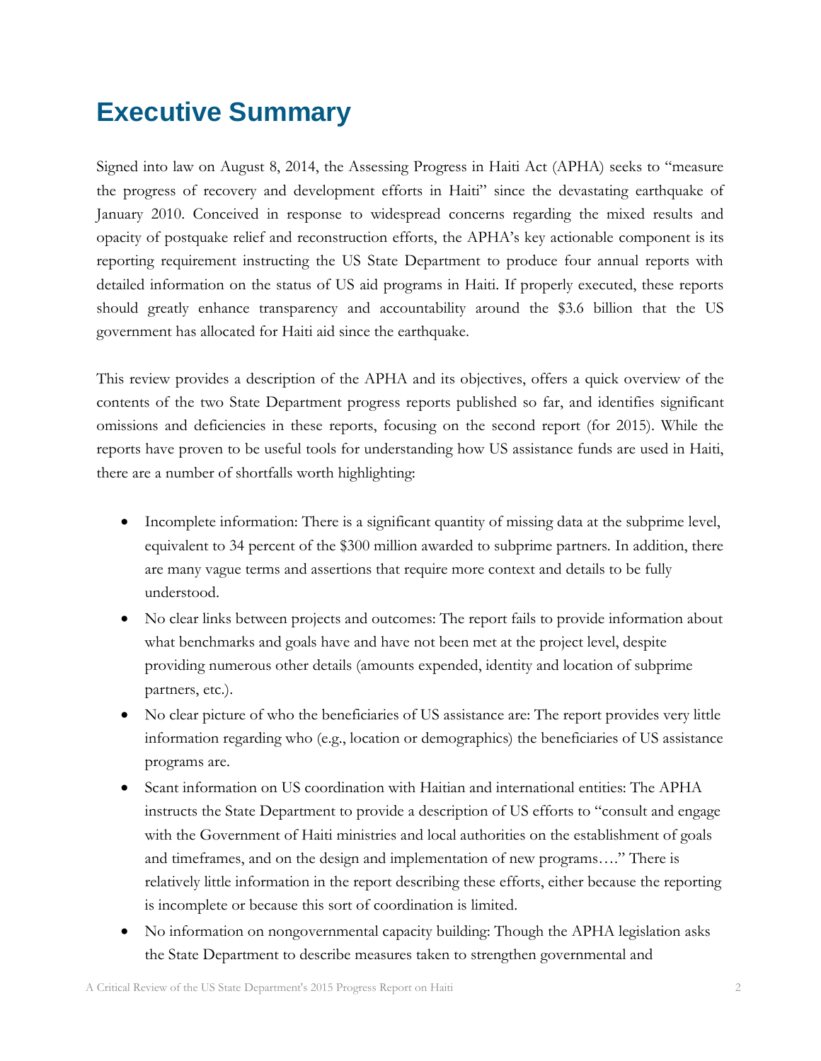# Executive Summary

Signed into law on August 8, 2014, the Assessing Progress in Haiti Act (APHA) seeks to "measure the progress of recovery and development efforts in Haiti" since the devastating earthquake of January 2010. Conceived in response to widespread concerns regarding the mixed results and opacity of postquake relief and reconstruction efforts, the APHA's key actionable component is its reporting requirement instructing the US State Department to produce four annual reports with detailed information on the status of US aid programs in Haiti. If properly executed, these reports should greatly enhance transparency and accountability around the $3.6 billion that the US government has allocated for Haiti aid since the earthquake.

This review provides a description of the APHA and its objectives, offers a quick overview of the contents of the two State Department progress reports published so far, and identifies significant omissions and deficiencies in these reports, focusing on the second report (for 2015). While the reports have proven to be useful tools for understanding how US assistance funds are used in Haiti, there are a number of shortfalls worth highlighting:

- Incomplete information: There is a significant quantity of missing data at the subprime level, equivalent to 34 percent of the $300 million awarded to subprime partners. In addition, there are many vague terms and assertions that require more context and details to be fully understood.
- No clear links between projects and outcomes: The report fails to provide information about what benchmarks and goals have and have not been met at the project level, despite providing numerous other details (amounts expended, identity and location of subprime partners, etc.).
- No clear picture of who the beneficiaries of US assistance are: The report provides very little information regarding who (e.g., location or demographics) the beneficiaries of US assistance programs are.
- Scant information on US coordination with Haitian and international entities: The APHA instructs the State Department to provide a description of US efforts to "consult and engage with the Government of Haiti ministries and local authorities on the establishment of goals and timeframes, and on the design and implementation of new programs…." There is relatively little information in the report describing these efforts, either because the reporting is incomplete or because this sort of coordination is limited.
- No information on nongovernmental capacity building: Though the APHA legislation asks the State Department to describe measures taken to strengthen governmental and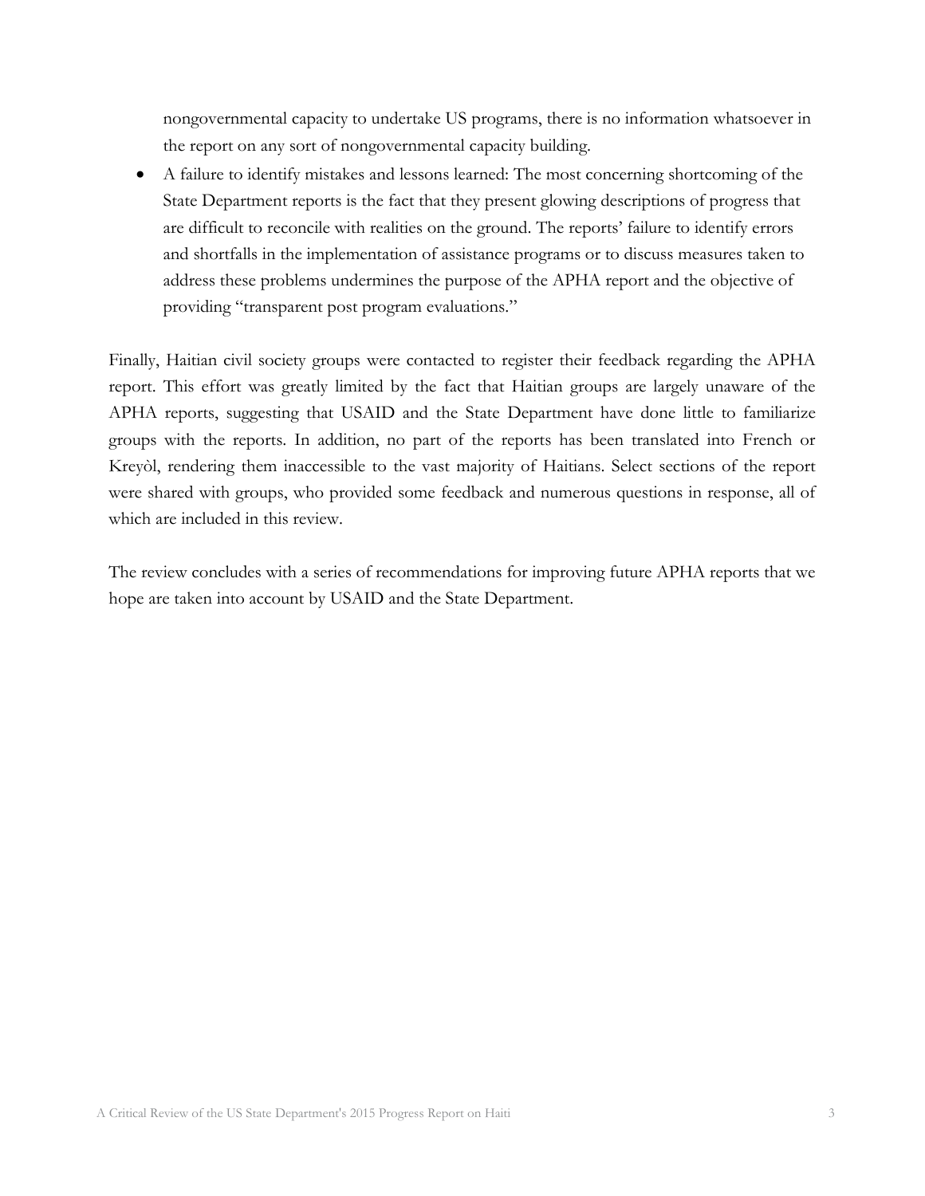nongovernmental capacity to undertake US programs, there is no information whatsoever in the report on any sort of nongovernmental capacity building.

- A failure to identify mistakes and lessons learned: The most concerning shortcoming of the State Department reports is the fact that they present glowing descriptions of progress that are difficult to reconcile with realities on the ground. The reports' failure to identify errors and shortfalls in the implementation of assistance programs or to discuss measures taken to address these problems undermines the purpose of the APHA report and the objective of providing "transparent post program evaluations."

Finally, Haitian civil society groups were contacted to register their feedback regarding the APHA report. This effort was greatly limited by the fact that Haitian groups are largely unaware of the APHA reports, suggesting that USAID and the State Department have done little to familiarize groups with the reports. In addition, no part of the reports has been translated into French or Kreyòl, rendering them inaccessible to the vast majority of Haitians. Select sections of the report were shared with groups, who provided some feedback and numerous questions in response, all of which are included in this review.

The review concludes with a series of recommendations for improving future APHA reports that we hope are taken into account by USAID and the State Department.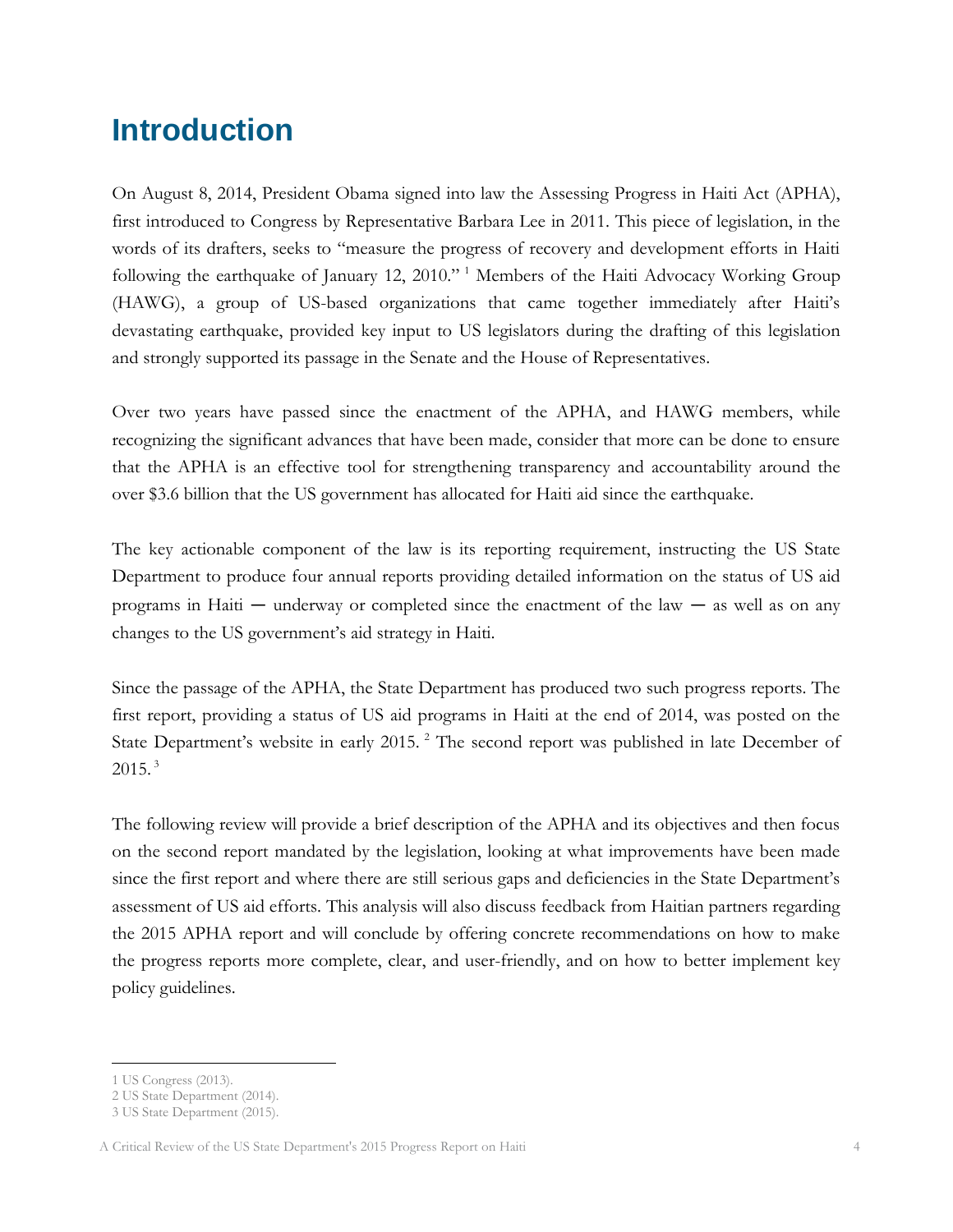# Introduction

On August 8, 2014, President Obama signed into law the Assessing Progress in Haiti Act (APHA), first introduced to Congress by Representative Barbara Lee in 2011. This piece of legislation, in the words of its drafters, seeks to "measure the progress of recovery and development efforts in Haiti following the earthquake of January 12, 2010."[1] Members of the Haiti Advocacy Working Group (HAWG), a group of US-based organizations that came together immediately after Haiti's devastating earthquake, provided key input to US legislators during the drafting of this legislation and strongly supported its passage in the Senate and the House of Representatives.

Over two years have passed since the enactment of the APHA, and HAWG members, while recognizing the significant advances that have been made, consider that more can be done to ensure that the APHA is an effective tool for strengthening transparency and accountability around the over $3.6 billion that the US government has allocated for Haiti aid since the earthquake.

The key actionable component of the law is its reporting requirement, instructing the US State Department to produce four annual reports providing detailed information on the status of US aid programs in Haiti — underway or completed since the enactment of the law — as well as on any changes to the US government's aid strategy in Haiti.

Since the passage of the APHA, the State Department has produced two such progress reports. The first report, providing a status of US aid programs in Haiti at the end of 2014, was posted on the State Department's website in early 2015.[2] The second report was published in late December of 2015.[3]

The following review will provide a brief description of the APHA and its objectives and then focus on the second report mandated by the legislation, looking at what improvements have been made since the first report and where there are still serious gaps and deficiencies in the State Department's assessment of US aid efforts. This analysis will also discuss feedback from Haitian partners regarding the 2015 APHA report and will conclude by offering concrete recommendations on how to make the progress reports more complete, clear, and user-friendly, and on how to better implement key policy guidelines.

---

1 US Congress (2013).
2 US State Department (2014).
3 US State Department (2015).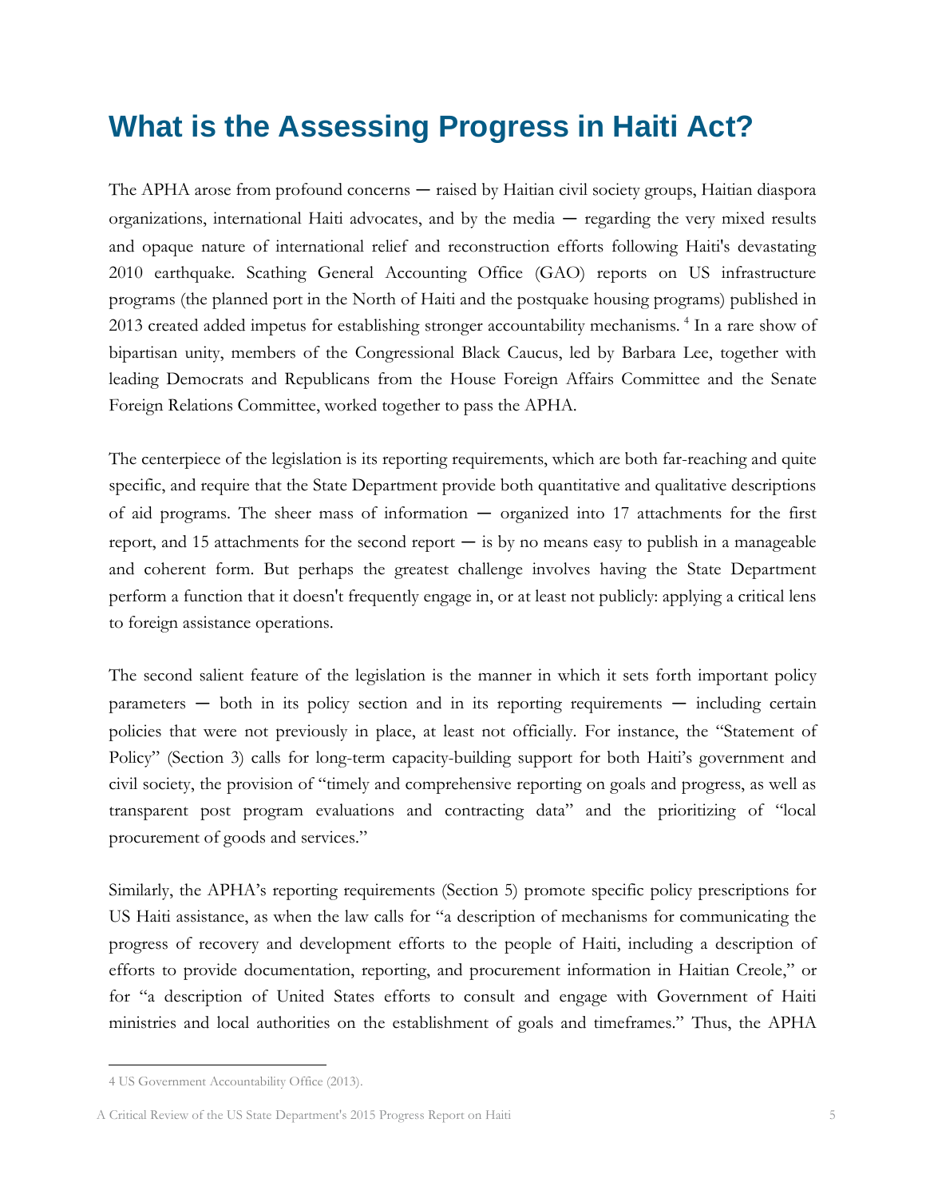# What is the Assessing Progress in Haiti Act?

The APHA arose from profound concerns ― raised by Haitian civil society groups, Haitian diaspora organizations, international Haiti advocates, and by the media ― regarding the very mixed results and opaque nature of international relief and reconstruction efforts following Haiti's devastating 2010 earthquake. Scathing General Accounting Office (GAO) reports on US infrastructure programs (the planned port in the North of Haiti and the postquake housing programs) published in 2013 created added impetus for establishing stronger accountability mechanisms. [4] In a rare show of bipartisan unity, members of the Congressional Black Caucus, led by Barbara Lee, together with leading Democrats and Republicans from the House Foreign Affairs Committee and the Senate Foreign Relations Committee, worked together to pass the APHA.

The centerpiece of the legislation is its reporting requirements, which are both far-reaching and quite specific, and require that the State Department provide both quantitative and qualitative descriptions of aid programs. The sheer mass of information ― organized into 17 attachments for the first report, and 15 attachments for the second report ― is by no means easy to publish in a manageable and coherent form. But perhaps the greatest challenge involves having the State Department perform a function that it doesn't frequently engage in, or at least not publicly: applying a critical lens to foreign assistance operations.

The second salient feature of the legislation is the manner in which it sets forth important policy parameters ― both in its policy section and in its reporting requirements ― including certain policies that were not previously in place, at least not officially. For instance, the "Statement of Policy" (Section 3) calls for long-term capacity-building support for both Haiti's government and civil society, the provision of "timely and comprehensive reporting on goals and progress, as well as transparent post program evaluations and contracting data" and the prioritizing of "local procurement of goods and services."

Similarly, the APHA's reporting requirements (Section 5) promote specific policy prescriptions for US Haiti assistance, as when the law calls for "a description of mechanisms for communicating the progress of recovery and development efforts to the people of Haiti, including a description of efforts to provide documentation, reporting, and procurement information in Haitian Creole," or for "a description of United States efforts to consult and engage with Government of Haiti ministries and local authorities on the establishment of goals and timeframes." Thus, the APHA

4 US Government Accountability Office (2013).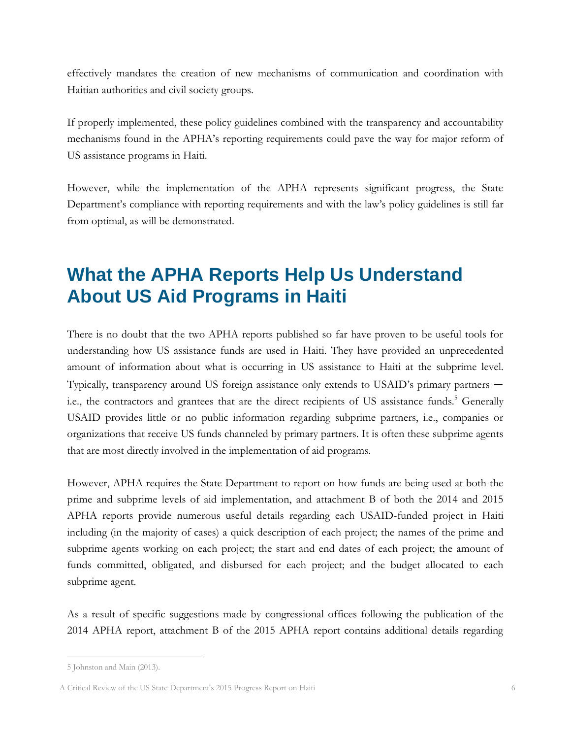effectively mandates the creation of new mechanisms of communication and coordination with Haitian authorities and civil society groups.

If properly implemented, these policy guidelines combined with the transparency and accountability mechanisms found in the APHA's reporting requirements could pave the way for major reform of US assistance programs in Haiti.

However, while the implementation of the APHA represents significant progress, the State Department's compliance with reporting requirements and with the law's policy guidelines is still far from optimal, as will be demonstrated.

## What the APHA Reports Help Us Understand About US Aid Programs in Haiti

There is no doubt that the two APHA reports published so far have proven to be useful tools for understanding how US assistance funds are used in Haiti. They have provided an unprecedented amount of information about what is occurring in US assistance to Haiti at the subprime level. Typically, transparency around US foreign assistance only extends to USAID's primary partners — i.e., the contractors and grantees that are the direct recipients of US assistance funds.[5] Generally USAID provides little or no public information regarding subprime partners, i.e., companies or organizations that receive US funds channeled by primary partners. It is often these subprime agents that are most directly involved in the implementation of aid programs.

However, APHA requires the State Department to report on how funds are being used at both the prime and subprime levels of aid implementation, and attachment B of both the 2014 and 2015 APHA reports provide numerous useful details regarding each USAID-funded project in Haiti including (in the majority of cases) a quick description of each project; the names of the prime and subprime agents working on each project; the start and end dates of each project; the amount of funds committed, obligated, and disbursed for each project; and the budget allocated to each subprime agent.

As a result of specific suggestions made by congressional offices following the publication of the 2014 APHA report, attachment B of the 2015 APHA report contains additional details regarding

5 Johnston and Main (2013).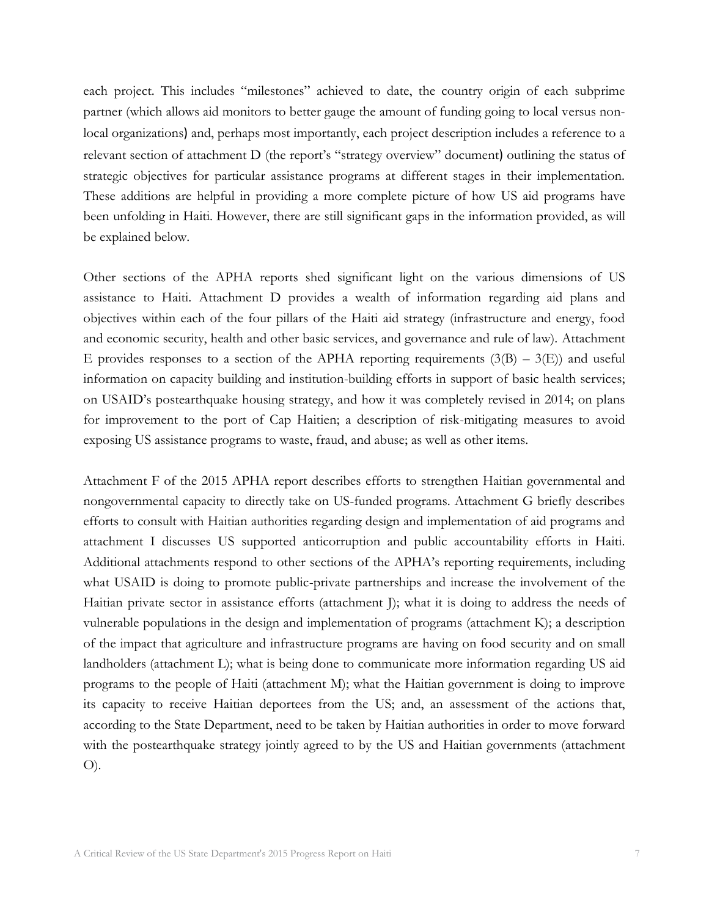each project. This includes "milestones" achieved to date, the country origin of each subprime partner (which allows aid monitors to better gauge the amount of funding going to local versus non-local organizations) and, perhaps most importantly, each project description includes a reference to a relevant section of attachment D (the report's "strategy overview" document) outlining the status of strategic objectives for particular assistance programs at different stages in their implementation. These additions are helpful in providing a more complete picture of how US aid programs have been unfolding in Haiti. However, there are still significant gaps in the information provided, as will be explained below.

Other sections of the APHA reports shed significant light on the various dimensions of US assistance to Haiti. Attachment D provides a wealth of information regarding aid plans and objectives within each of the four pillars of the Haiti aid strategy (infrastructure and energy, food and economic security, health and other basic services, and governance and rule of law). Attachment E provides responses to a section of the APHA reporting requirements (3(B) – 3(E)) and useful information on capacity building and institution-building efforts in support of basic health services; on USAID's postearthquake housing strategy, and how it was completely revised in 2014; on plans for improvement to the port of Cap Haitien; a description of risk-mitigating measures to avoid exposing US assistance programs to waste, fraud, and abuse; as well as other items.

Attachment F of the 2015 APHA report describes efforts to strengthen Haitian governmental and nongovernmental capacity to directly take on US-funded programs. Attachment G briefly describes efforts to consult with Haitian authorities regarding design and implementation of aid programs and attachment I discusses US supported anticorruption and public accountability efforts in Haiti. Additional attachments respond to other sections of the APHA's reporting requirements, including what USAID is doing to promote public-private partnerships and increase the involvement of the Haitian private sector in assistance efforts (attachment J); what it is doing to address the needs of vulnerable populations in the design and implementation of programs (attachment K); a description of the impact that agriculture and infrastructure programs are having on food security and on small landholders (attachment L); what is being done to communicate more information regarding US aid programs to the people of Haiti (attachment M); what the Haitian government is doing to improve its capacity to receive Haitian deportees from the US; and, an assessment of the actions that, according to the State Department, need to be taken by Haitian authorities in order to move forward with the postearthquake strategy jointly agreed to by the US and Haitian governments (attachment O).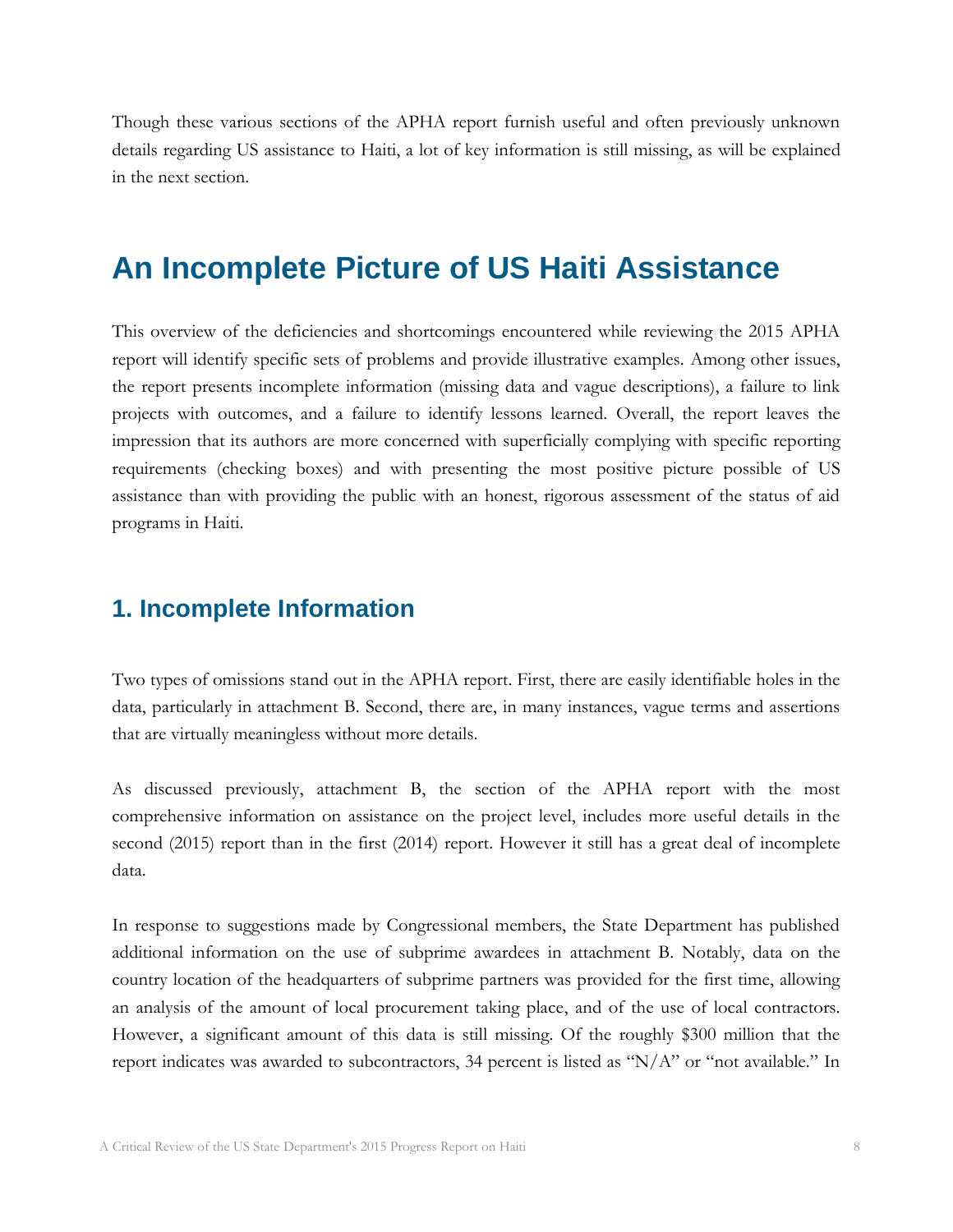Though these various sections of the APHA report furnish useful and often previously unknown details regarding US assistance to Haiti, a lot of key information is still missing, as will be explained in the next section.

# An Incomplete Picture of US Haiti Assistance

This overview of the deficiencies and shortcomings encountered while reviewing the 2015 APHA report will identify specific sets of problems and provide illustrative examples. Among other issues, the report presents incomplete information (missing data and vague descriptions), a failure to link projects with outcomes, and a failure to identify lessons learned. Overall, the report leaves the impression that its authors are more concerned with superficially complying with specific reporting requirements (checking boxes) and with presenting the most positive picture possible of US assistance than with providing the public with an honest, rigorous assessment of the status of aid programs in Haiti.

## 1. Incomplete Information

Two types of omissions stand out in the APHA report. First, there are easily identifiable holes in the data, particularly in attachment B. Second, there are, in many instances, vague terms and assertions that are virtually meaningless without more details.

As discussed previously, attachment B, the section of the APHA report with the most comprehensive information on assistance on the project level, includes more useful details in the second (2015) report than in the first (2014) report. However it still has a great deal of incomplete data.

In response to suggestions made by Congressional members, the State Department has published additional information on the use of subprime awardees in attachment B. Notably, data on the country location of the headquarters of subprime partners was provided for the first time, allowing an analysis of the amount of local procurement taking place, and of the use of local contractors. However, a significant amount of this data is still missing. Of the roughly $300 million that the report indicates was awarded to subcontractors, 34 percent is listed as "N/A" or "not available." In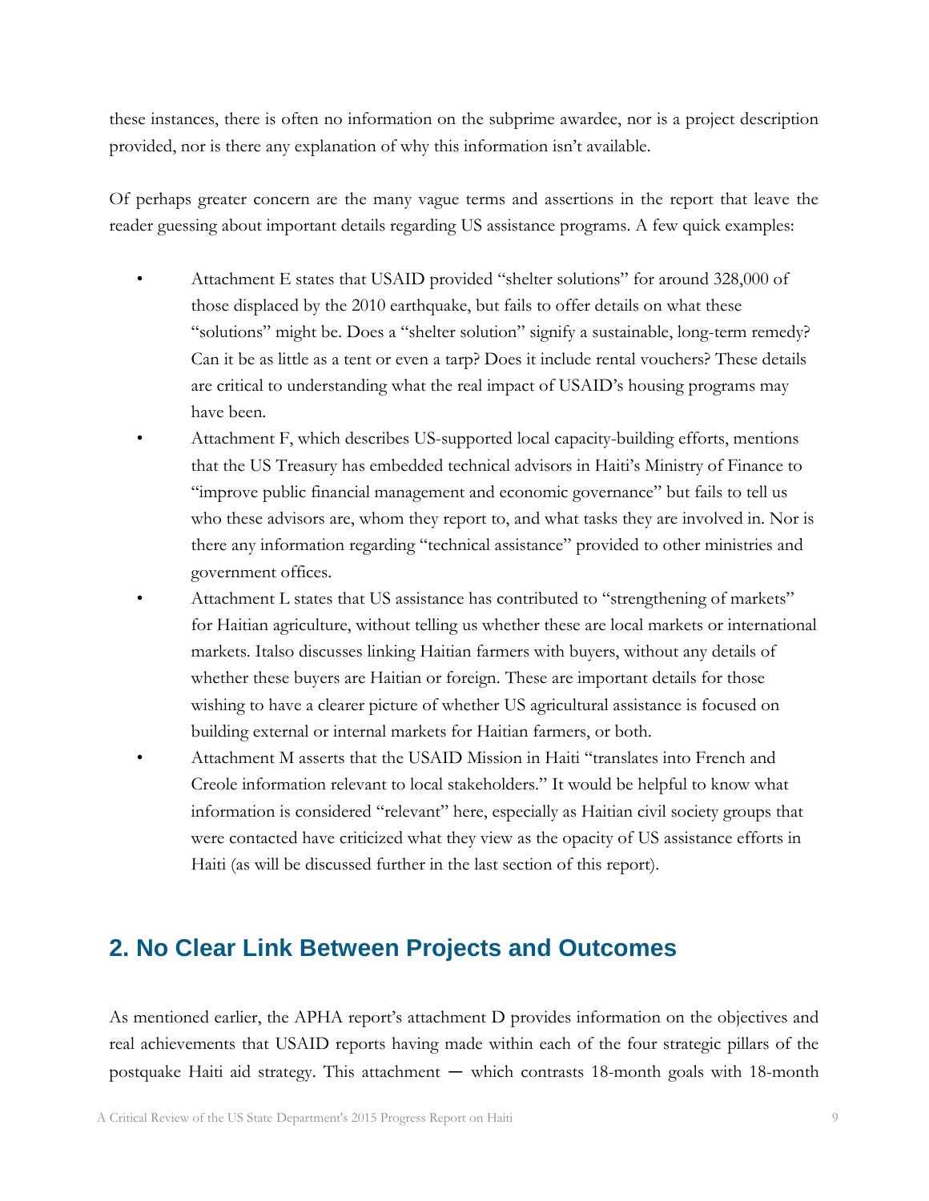these instances, there is often no information on the subprime awardee, nor is a project description provided, nor is there any explanation of why this information isn't available.

Of perhaps greater concern are the many vague terms and assertions in the report that leave the reader guessing about important details regarding US assistance programs. A few quick examples:

- Attachment E states that USAID provided "shelter solutions" for around 328,000 of those displaced by the 2010 earthquake, but fails to offer details on what these "solutions" might be. Does a "shelter solution" signify a sustainable, long-term remedy? Can it be as little as a tent or even a tarp? Does it include rental vouchers? These details are critical to understanding what the real impact of USAID's housing programs may have been.
- Attachment F, which describes US-supported local capacity-building efforts, mentions that the US Treasury has embedded technical advisors in Haiti's Ministry of Finance to "improve public financial management and economic governance" but fails to tell us who these advisors are, whom they report to, and what tasks they are involved in. Nor is there any information regarding "technical assistance" provided to other ministries and government offices.
- Attachment L states that US assistance has contributed to "strengthening of markets" for Haitian agriculture, without telling us whether these are local markets or international markets. Italso discusses linking Haitian farmers with buyers, without any details of whether these buyers are Haitian or foreign. These are important details for those wishing to have a clearer picture of whether US agricultural assistance is focused on building external or internal markets for Haitian farmers, or both.
- Attachment M asserts that the USAID Mission in Haiti "translates into French and Creole information relevant to local stakeholders." It would be helpful to know what information is considered "relevant" here, especially as Haitian civil society groups that were contacted have criticized what they view as the opacity of US assistance efforts in Haiti (as will be discussed further in the last section of this report).

## 2. No Clear Link Between Projects and Outcomes

As mentioned earlier, the APHA report's attachment D provides information on the objectives and real achievements that USAID reports having made within each of the four strategic pillars of the postquake Haiti aid strategy. This attachment — which contrasts 18-month goals with 18-month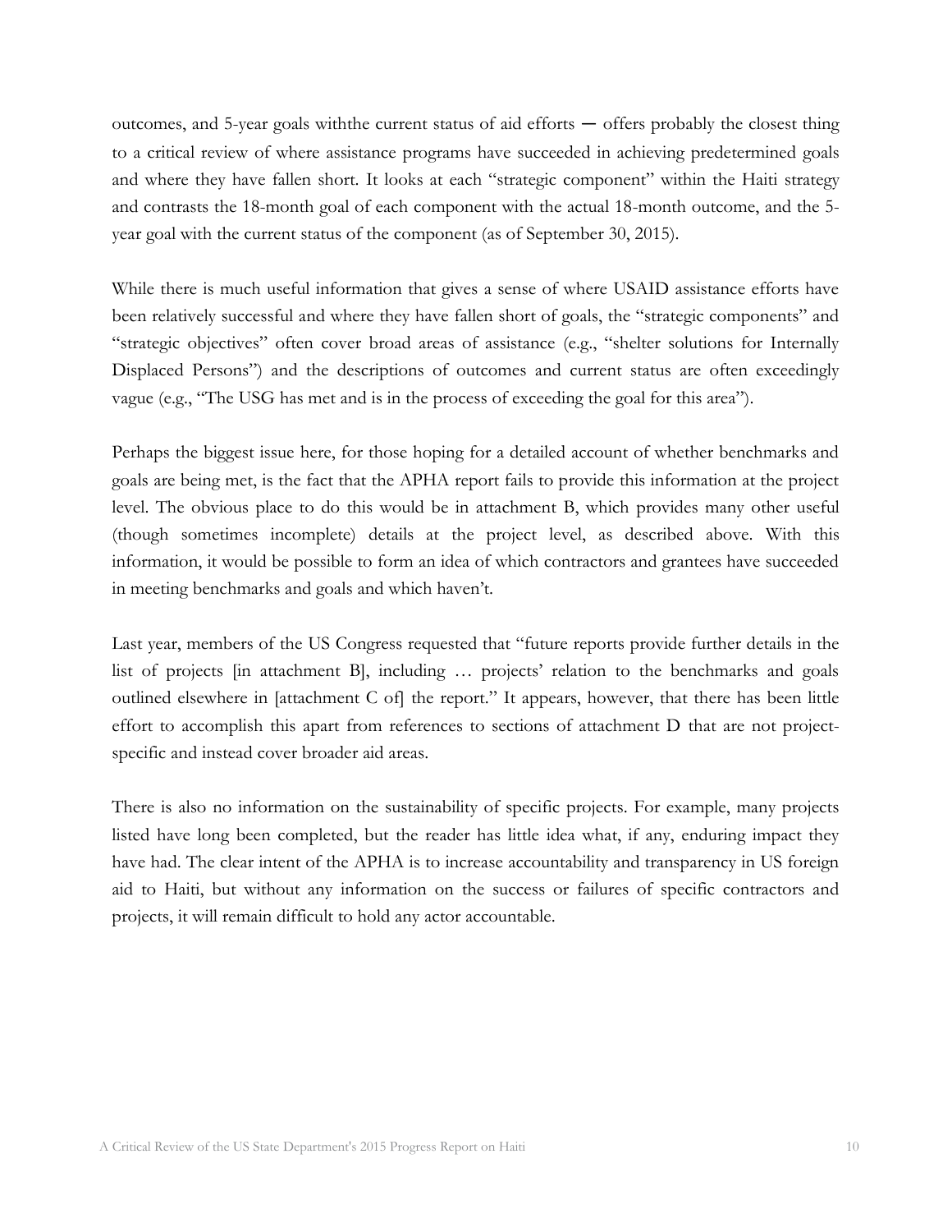outcomes, and 5-year goals withthe current status of aid efforts — offers probably the closest thing to a critical review of where assistance programs have succeeded in achieving predetermined goals and where they have fallen short. It looks at each "strategic component" within the Haiti strategy and contrasts the 18-month goal of each component with the actual 18-month outcome, and the 5-year goal with the current status of the component (as of September 30, 2015).

While there is much useful information that gives a sense of where USAID assistance efforts have been relatively successful and where they have fallen short of goals, the "strategic components" and "strategic objectives" often cover broad areas of assistance (e.g., "shelter solutions for Internally Displaced Persons") and the descriptions of outcomes and current status are often exceedingly vague (e.g., "The USG has met and is in the process of exceeding the goal for this area").

Perhaps the biggest issue here, for those hoping for a detailed account of whether benchmarks and goals are being met, is the fact that the APHA report fails to provide this information at the project level. The obvious place to do this would be in attachment B, which provides many other useful (though sometimes incomplete) details at the project level, as described above. With this information, it would be possible to form an idea of which contractors and grantees have succeeded in meeting benchmarks and goals and which haven't.

Last year, members of the US Congress requested that "future reports provide further details in the list of projects [in attachment B], including … projects' relation to the benchmarks and goals outlined elsewhere in [attachment C of] the report." It appears, however, that there has been little effort to accomplish this apart from references to sections of attachment D that are not project-specific and instead cover broader aid areas.

There is also no information on the sustainability of specific projects. For example, many projects listed have long been completed, but the reader has little idea what, if any, enduring impact they have had. The clear intent of the APHA is to increase accountability and transparency in US foreign aid to Haiti, but without any information on the success or failures of specific contractors and projects, it will remain difficult to hold any actor accountable.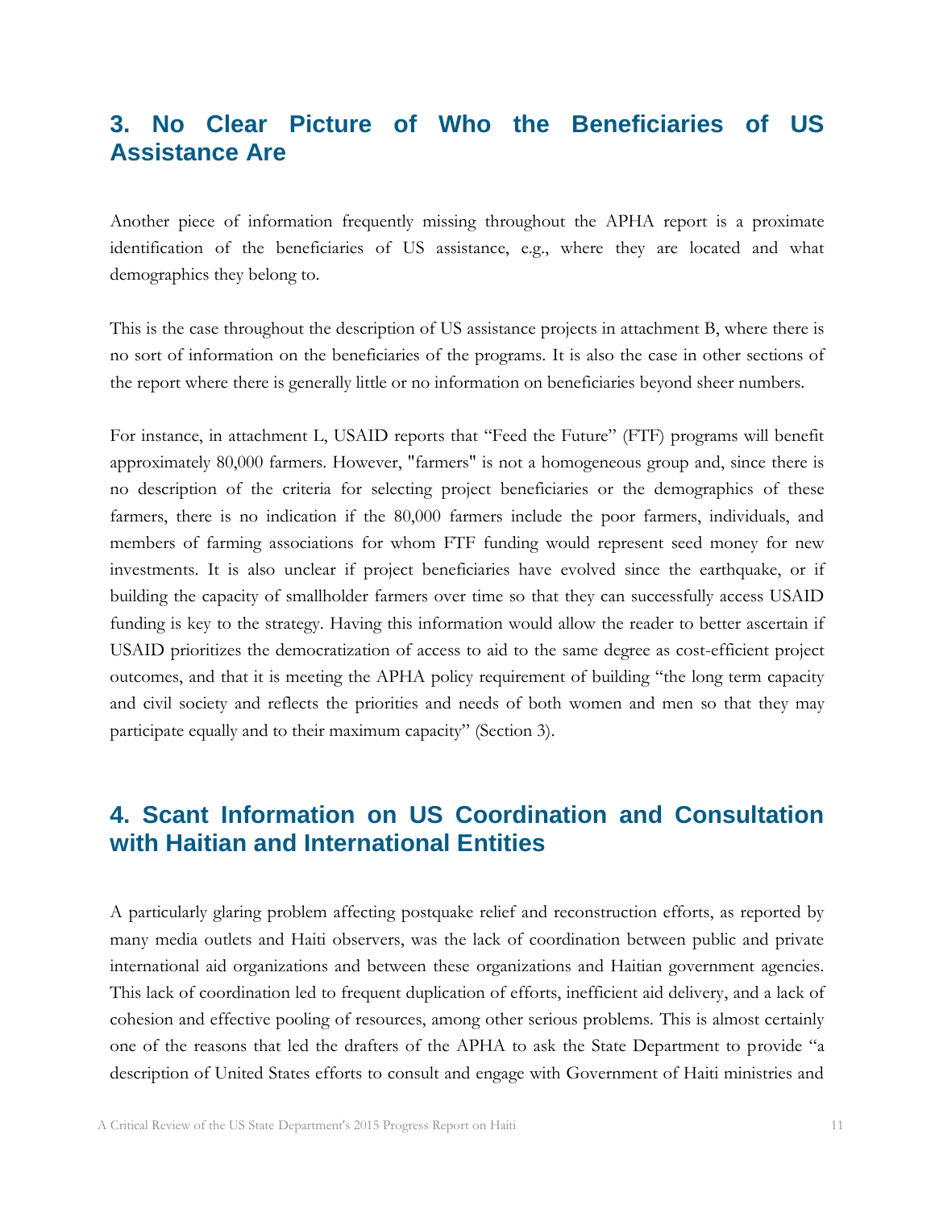## 3. No Clear Picture of Who the Beneficiaries of US Assistance Are

Another piece of information frequently missing throughout the APHA report is a proximate identification of the beneficiaries of US assistance, e.g., where they are located and what demographics they belong to.

This is the case throughout the description of US assistance projects in attachment B, where there is no sort of information on the beneficiaries of the programs. It is also the case in other sections of the report where there is generally little or no information on beneficiaries beyond sheer numbers.

For instance, in attachment L, USAID reports that "Feed the Future" (FTF) programs will benefit approximately 80,000 farmers. However, "farmers" is not a homogeneous group and, since there is no description of the criteria for selecting project beneficiaries or the demographics of these farmers, there is no indication if the 80,000 farmers include the poor farmers, individuals, and members of farming associations for whom FTF funding would represent seed money for new investments. It is also unclear if project beneficiaries have evolved since the earthquake, or if building the capacity of smallholder farmers over time so that they can successfully access USAID funding is key to the strategy. Having this information would allow the reader to better ascertain if USAID prioritizes the democratization of access to aid to the same degree as cost-efficient project outcomes, and that it is meeting the APHA policy requirement of building "the long term capacity and civil society and reflects the priorities and needs of both women and men so that they may participate equally and to their maximum capacity" (Section 3).

## 4. Scant Information on US Coordination and Consultation with Haitian and International Entities

A particularly glaring problem affecting postquake relief and reconstruction efforts, as reported by many media outlets and Haiti observers, was the lack of coordination between public and private international aid organizations and between these organizations and Haitian government agencies. This lack of coordination led to frequent duplication of efforts, inefficient aid delivery, and a lack of cohesion and effective pooling of resources, among other serious problems. This is almost certainly one of the reasons that led the drafters of the APHA to ask the State Department to provide "a description of United States efforts to consult and engage with Government of Haiti ministries and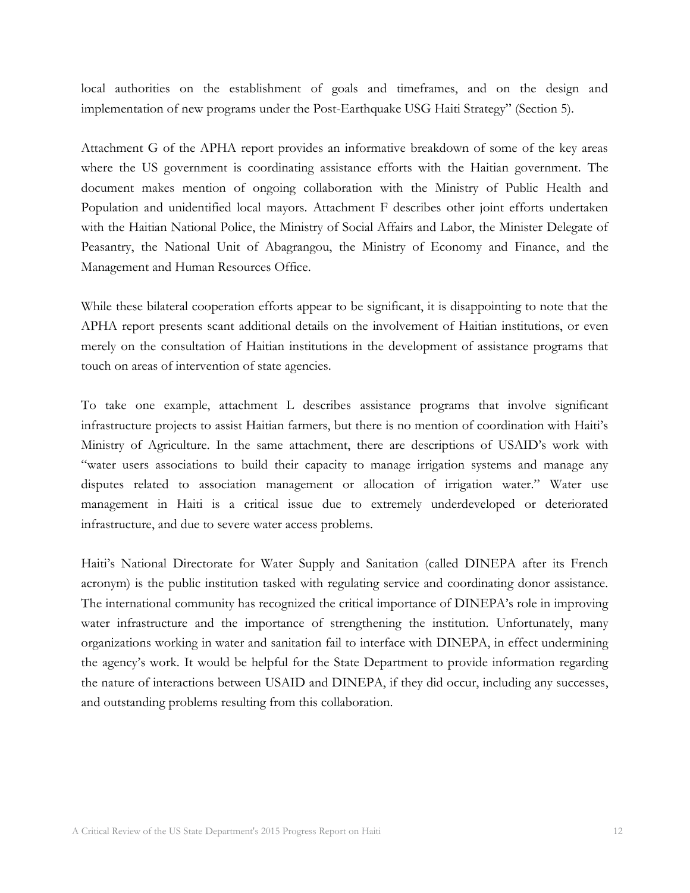local authorities on the establishment of goals and timeframes, and on the design and implementation of new programs under the Post-Earthquake USG Haiti Strategy" (Section 5).

Attachment G of the APHA report provides an informative breakdown of some of the key areas where the US government is coordinating assistance efforts with the Haitian government. The document makes mention of ongoing collaboration with the Ministry of Public Health and Population and unidentified local mayors. Attachment F describes other joint efforts undertaken with the Haitian National Police, the Ministry of Social Affairs and Labor, the Minister Delegate of Peasantry, the National Unit of Abagrangou, the Ministry of Economy and Finance, and the Management and Human Resources Office.

While these bilateral cooperation efforts appear to be significant, it is disappointing to note that the APHA report presents scant additional details on the involvement of Haitian institutions, or even merely on the consultation of Haitian institutions in the development of assistance programs that touch on areas of intervention of state agencies.

To take one example, attachment L describes assistance programs that involve significant infrastructure projects to assist Haitian farmers, but there is no mention of coordination with Haiti's Ministry of Agriculture. In the same attachment, there are descriptions of USAID's work with "water users associations to build their capacity to manage irrigation systems and manage any disputes related to association management or allocation of irrigation water." Water use management in Haiti is a critical issue due to extremely underdeveloped or deteriorated infrastructure, and due to severe water access problems.

Haiti's National Directorate for Water Supply and Sanitation (called DINEPA after its French acronym) is the public institution tasked with regulating service and coordinating donor assistance. The international community has recognized the critical importance of DINEPA's role in improving water infrastructure and the importance of strengthening the institution. Unfortunately, many organizations working in water and sanitation fail to interface with DINEPA, in effect undermining the agency's work. It would be helpful for the State Department to provide information regarding the nature of interactions between USAID and DINEPA, if they did occur, including any successes, and outstanding problems resulting from this collaboration.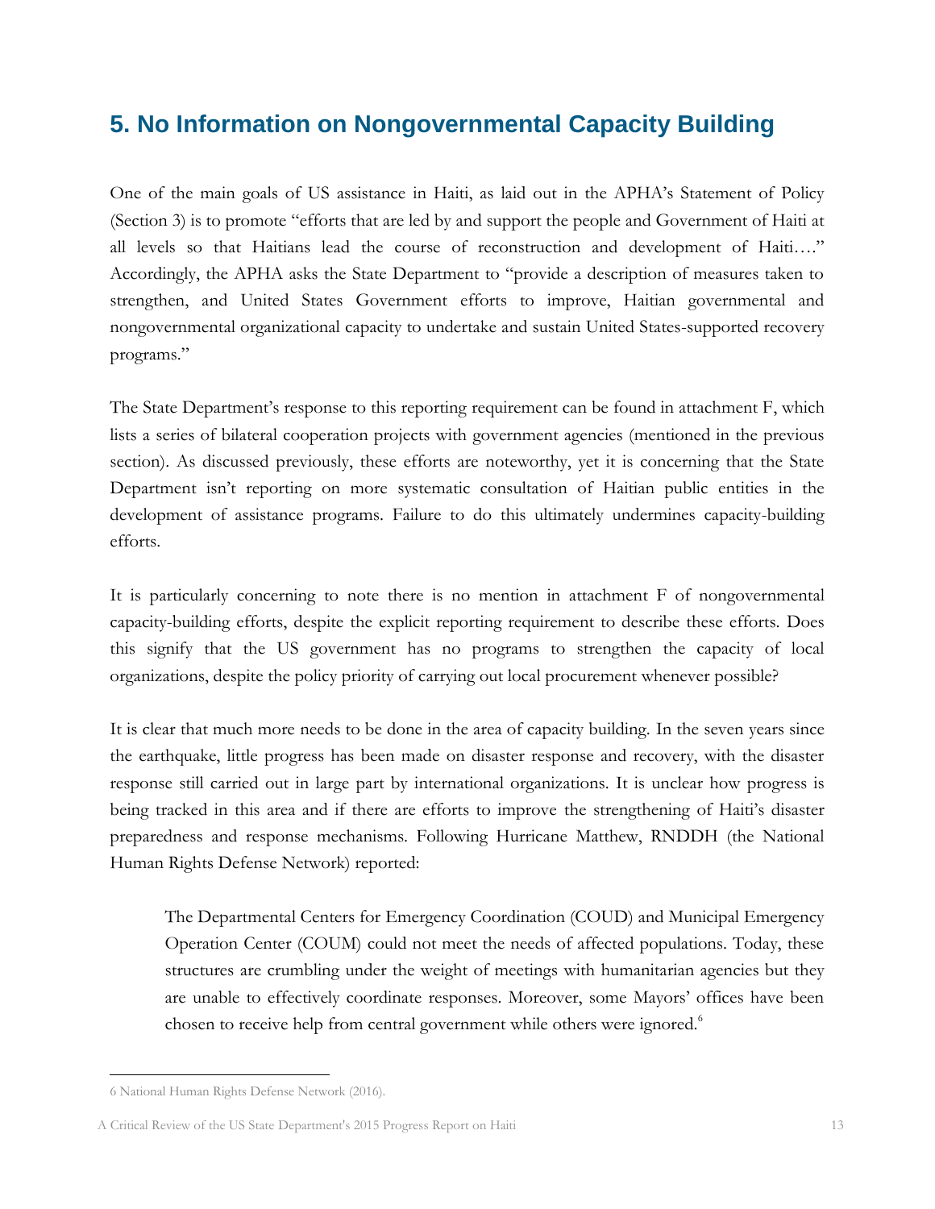## 5. No Information on Nongovernmental Capacity Building

One of the main goals of US assistance in Haiti, as laid out in the APHA's Statement of Policy (Section 3) is to promote "efforts that are led by and support the people and Government of Haiti at all levels so that Haitians lead the course of reconstruction and development of Haiti…." Accordingly, the APHA asks the State Department to "provide a description of measures taken to strengthen, and United States Government efforts to improve, Haitian governmental and nongovernmental organizational capacity to undertake and sustain United States-supported recovery programs."

The State Department's response to this reporting requirement can be found in attachment F, which lists a series of bilateral cooperation projects with government agencies (mentioned in the previous section). As discussed previously, these efforts are noteworthy, yet it is concerning that the State Department isn't reporting on more systematic consultation of Haitian public entities in the development of assistance programs. Failure to do this ultimately undermines capacity-building efforts.

It is particularly concerning to note there is no mention in attachment F of nongovernmental capacity-building efforts, despite the explicit reporting requirement to describe these efforts. Does this signify that the US government has no programs to strengthen the capacity of local organizations, despite the policy priority of carrying out local procurement whenever possible?

It is clear that much more needs to be done in the area of capacity building. In the seven years since the earthquake, little progress has been made on disaster response and recovery, with the disaster response still carried out in large part by international organizations. It is unclear how progress is being tracked in this area and if there are efforts to improve the strengthening of Haiti's disaster preparedness and response mechanisms. Following Hurricane Matthew, RNDDH (the National Human Rights Defense Network) reported:

> The Departmental Centers for Emergency Coordination (COUD) and Municipal Emergency Operation Center (COUM) could not meet the needs of affected populations. Today, these structures are crumbling under the weight of meetings with humanitarian agencies but they are unable to effectively coordinate responses. Moreover, some Mayors' offices have been chosen to receive help from central government while others were ignored.[6]

6 National Human Rights Defense Network (2016).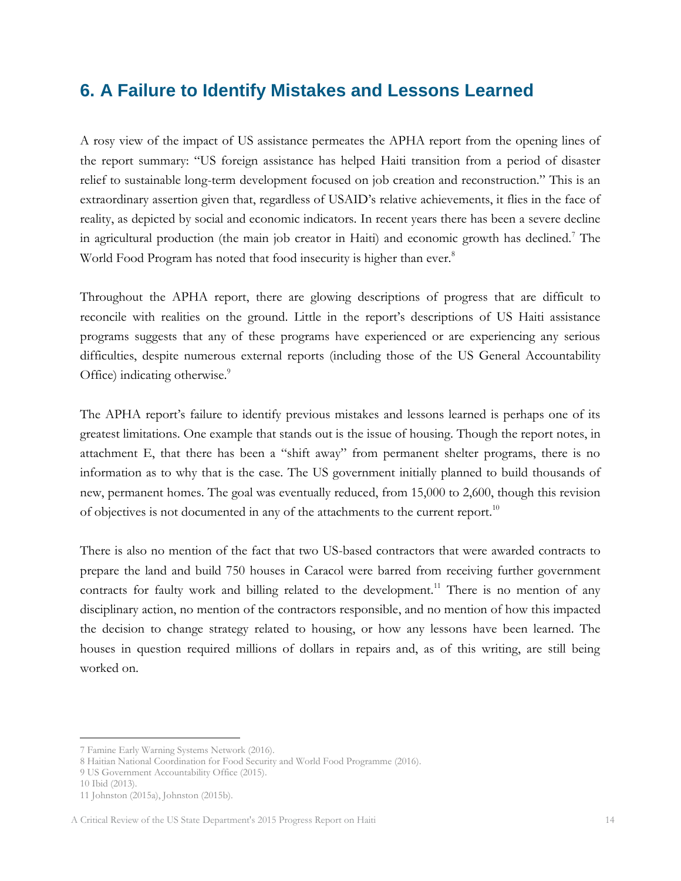## 6. A Failure to Identify Mistakes and Lessons Learned

A rosy view of the impact of US assistance permeates the APHA report from the opening lines of the report summary: "US foreign assistance has helped Haiti transition from a period of disaster relief to sustainable long-term development focused on job creation and reconstruction." This is an extraordinary assertion given that, regardless of USAID's relative achievements, it flies in the face of reality, as depicted by social and economic indicators. In recent years there has been a severe decline in agricultural production (the main job creator in Haiti) and economic growth has declined.[7] The World Food Program has noted that food insecurity is higher than ever.[8]

Throughout the APHA report, there are glowing descriptions of progress that are difficult to reconcile with realities on the ground. Little in the report's descriptions of US Haiti assistance programs suggests that any of these programs have experienced or are experiencing any serious difficulties, despite numerous external reports (including those of the US General Accountability Office) indicating otherwise.[9]

The APHA report's failure to identify previous mistakes and lessons learned is perhaps one of its greatest limitations. One example that stands out is the issue of housing. Though the report notes, in attachment E, that there has been a "shift away" from permanent shelter programs, there is no information as to why that is the case. The US government initially planned to build thousands of new, permanent homes. The goal was eventually reduced, from 15,000 to 2,600, though this revision of objectives is not documented in any of the attachments to the current report.[10]

There is also no mention of the fact that two US-based contractors that were awarded contracts to prepare the land and build 750 houses in Caracol were barred from receiving further government contracts for faulty work and billing related to the development.[11] There is no mention of any disciplinary action, no mention of the contractors responsible, and no mention of how this impacted the decision to change strategy related to housing, or how any lessons have been learned. The houses in question required millions of dollars in repairs and, as of this writing, are still being worked on.

---

7 Famine Early Warning Systems Network (2016).
8 Haitian National Coordination for Food Security and World Food Programme (2016).
9 US Government Accountability Office (2015).
10 Ibid (2013).
11 Johnston (2015a), Johnston (2015b).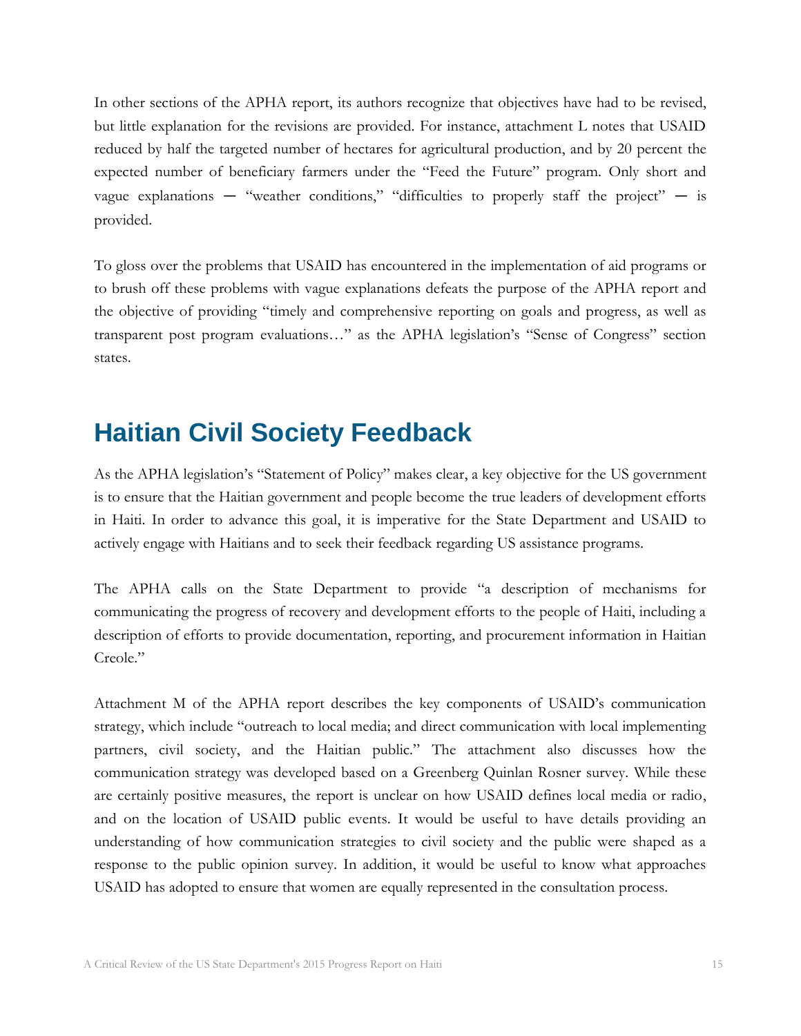In other sections of the APHA report, its authors recognize that objectives have had to be revised, but little explanation for the revisions are provided. For instance, attachment L notes that USAID reduced by half the targeted number of hectares for agricultural production, and by 20 percent the expected number of beneficiary farmers under the "Feed the Future" program. Only short and vague explanations — "weather conditions," "difficulties to properly staff the project" — is provided.

To gloss over the problems that USAID has encountered in the implementation of aid programs or to brush off these problems with vague explanations defeats the purpose of the APHA report and the objective of providing "timely and comprehensive reporting on goals and progress, as well as transparent post program evaluations…" as the APHA legislation's "Sense of Congress" section states.

## Haitian Civil Society Feedback

As the APHA legislation's "Statement of Policy" makes clear, a key objective for the US government is to ensure that the Haitian government and people become the true leaders of development efforts in Haiti. In order to advance this goal, it is imperative for the State Department and USAID to actively engage with Haitians and to seek their feedback regarding US assistance programs.

The APHA calls on the State Department to provide "a description of mechanisms for communicating the progress of recovery and development efforts to the people of Haiti, including a description of efforts to provide documentation, reporting, and procurement information in Haitian Creole."

Attachment M of the APHA report describes the key components of USAID's communication strategy, which include "outreach to local media; and direct communication with local implementing partners, civil society, and the Haitian public." The attachment also discusses how the communication strategy was developed based on a Greenberg Quinlan Rosner survey. While these are certainly positive measures, the report is unclear on how USAID defines local media or radio, and on the location of USAID public events. It would be useful to have details providing an understanding of how communication strategies to civil society and the public were shaped as a response to the public opinion survey. In addition, it would be useful to know what approaches USAID has adopted to ensure that women are equally represented in the consultation process.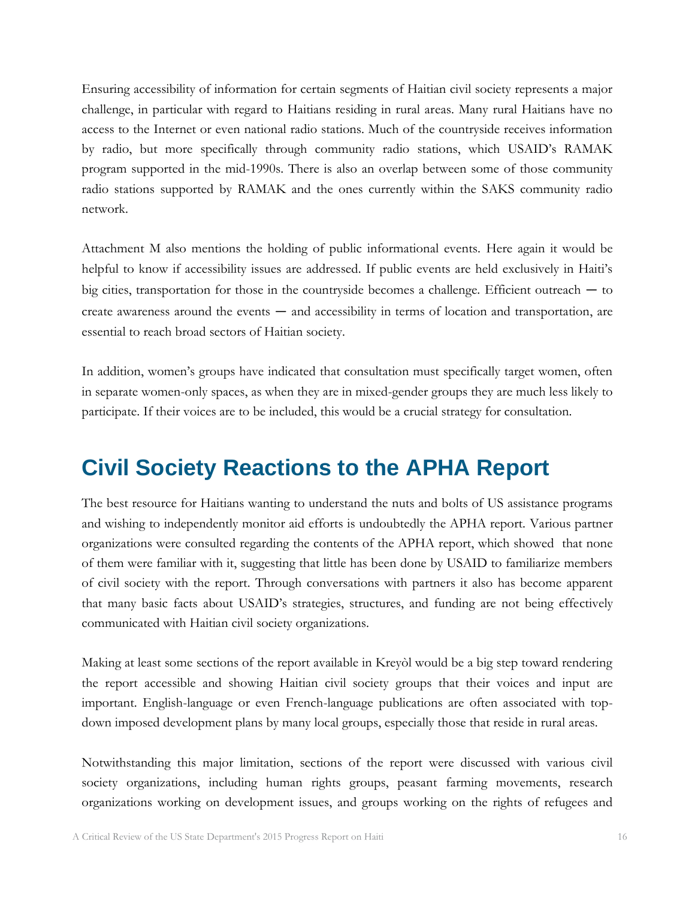Ensuring accessibility of information for certain segments of Haitian civil society represents a major challenge, in particular with regard to Haitians residing in rural areas. Many rural Haitians have no access to the Internet or even national radio stations. Much of the countryside receives information by radio, but more specifically through community radio stations, which USAID's RAMAK program supported in the mid-1990s. There is also an overlap between some of those community radio stations supported by RAMAK and the ones currently within the SAKS community radio network.

Attachment M also mentions the holding of public informational events. Here again it would be helpful to know if accessibility issues are addressed. If public events are held exclusively in Haiti's big cities, transportation for those in the countryside becomes a challenge. Efficient outreach ─ to create awareness around the events ─ and accessibility in terms of location and transportation, are essential to reach broad sectors of Haitian society.

In addition, women's groups have indicated that consultation must specifically target women, often in separate women-only spaces, as when they are in mixed-gender groups they are much less likely to participate. If their voices are to be included, this would be a crucial strategy for consultation.

# Civil Society Reactions to the APHA Report

The best resource for Haitians wanting to understand the nuts and bolts of US assistance programs and wishing to independently monitor aid efforts is undoubtedly the APHA report. Various partner organizations were consulted regarding the contents of the APHA report, which showed that none of them were familiar with it, suggesting that little has been done by USAID to familiarize members of civil society with the report. Through conversations with partners it also has become apparent that many basic facts about USAID's strategies, structures, and funding are not being effectively communicated with Haitian civil society organizations.

Making at least some sections of the report available in Kreyòl would be a big step toward rendering the report accessible and showing Haitian civil society groups that their voices and input are important. English-language or even French-language publications are often associated with top-down imposed development plans by many local groups, especially those that reside in rural areas.

Notwithstanding this major limitation, sections of the report were discussed with various civil society organizations, including human rights groups, peasant farming movements, research organizations working on development issues, and groups working on the rights of refugees and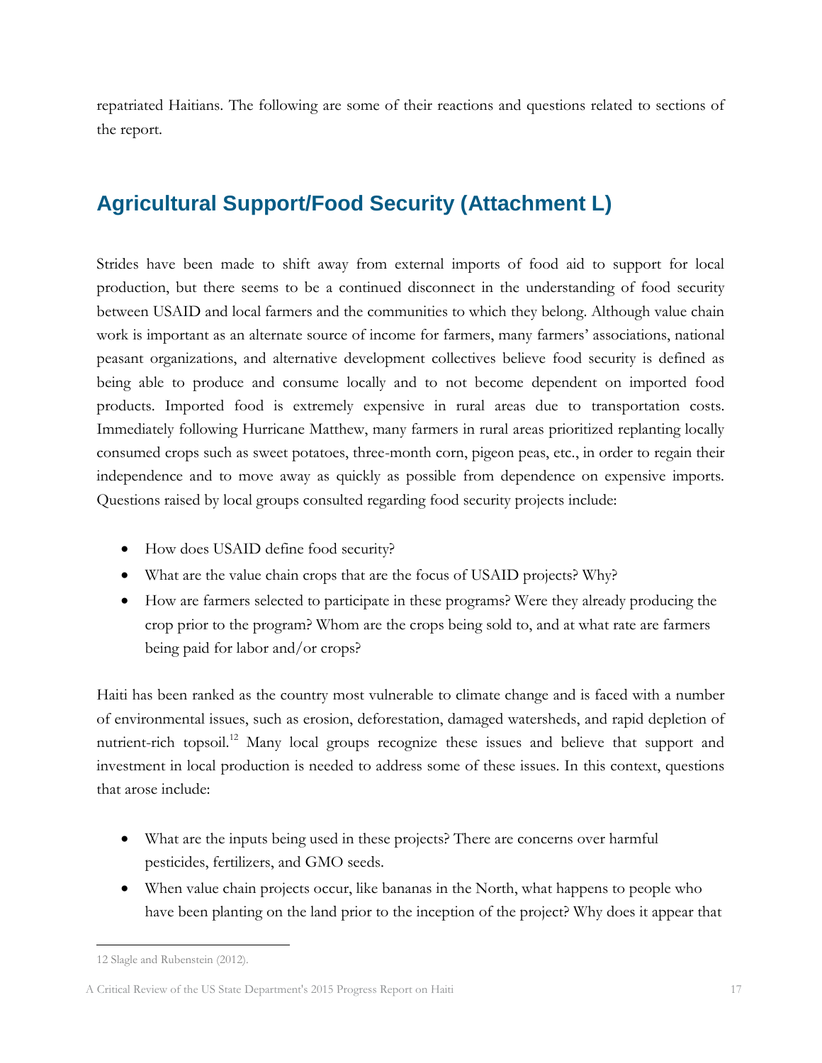repatriated Haitians. The following are some of their reactions and questions related to sections of the report.

## Agricultural Support/Food Security (Attachment L)

Strides have been made to shift away from external imports of food aid to support for local production, but there seems to be a continued disconnect in the understanding of food security between USAID and local farmers and the communities to which they belong. Although value chain work is important as an alternate source of income for farmers, many farmers' associations, national peasant organizations, and alternative development collectives believe food security is defined as being able to produce and consume locally and to not become dependent on imported food products. Imported food is extremely expensive in rural areas due to transportation costs. Immediately following Hurricane Matthew, many farmers in rural areas prioritized replanting locally consumed crops such as sweet potatoes, three-month corn, pigeon peas, etc., in order to regain their independence and to move away as quickly as possible from dependence on expensive imports. Questions raised by local groups consulted regarding food security projects include:

- How does USAID define food security?
- What are the value chain crops that are the focus of USAID projects? Why?
- How are farmers selected to participate in these programs? Were they already producing the crop prior to the program? Whom are the crops being sold to, and at what rate are farmers being paid for labor and/or crops?

Haiti has been ranked as the country most vulnerable to climate change and is faced with a number of environmental issues, such as erosion, deforestation, damaged watersheds, and rapid depletion of nutrient-rich topsoil.[12] Many local groups recognize these issues and believe that support and investment in local production is needed to address some of these issues. In this context, questions that arose include:

- What are the inputs being used in these projects? There are concerns over harmful pesticides, fertilizers, and GMO seeds.
- When value chain projects occur, like bananas in the North, what happens to people who have been planting on the land prior to the inception of the project? Why does it appear that

12 Slagle and Rubenstein (2012).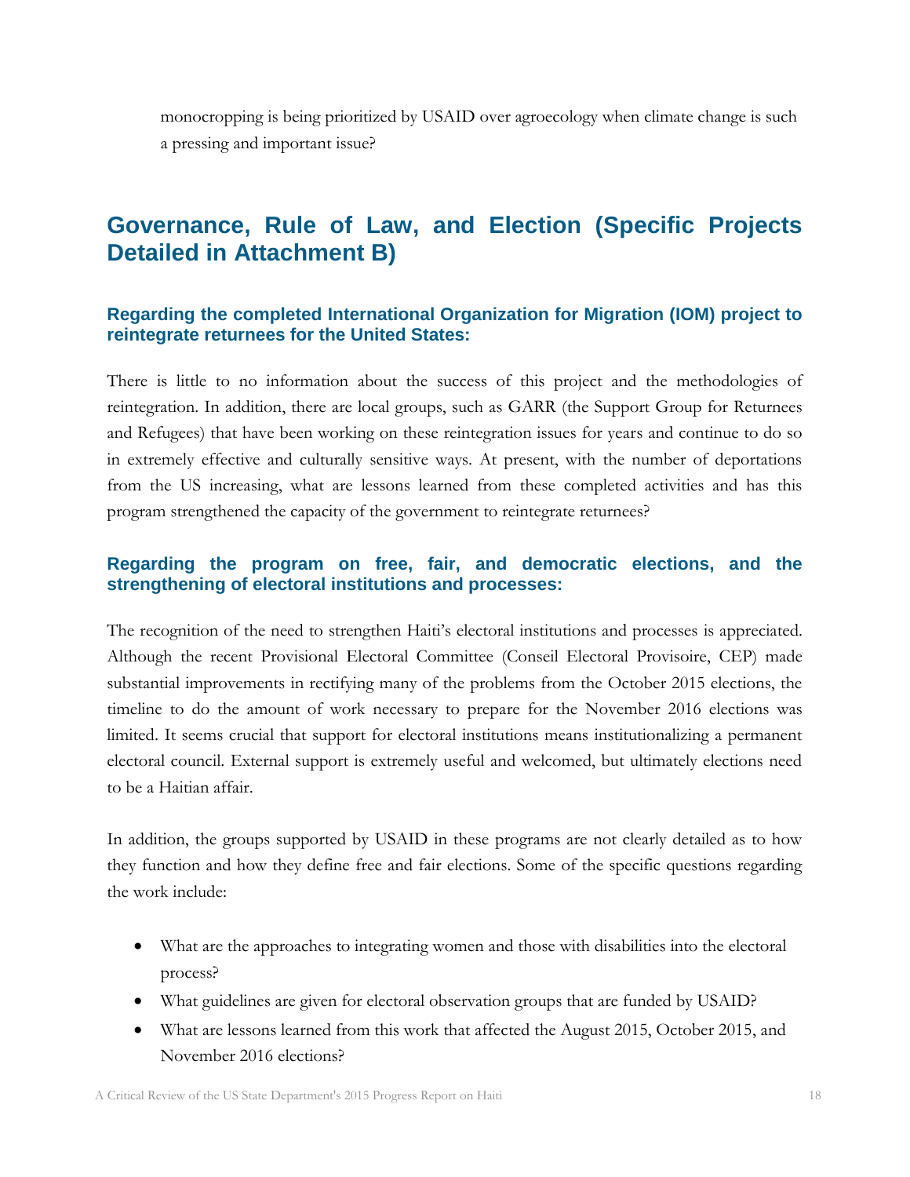monocropping is being prioritized by USAID over agroecology when climate change is such a pressing and important issue?

## Governance, Rule of Law, and Election (Specific Projects Detailed in Attachment B)

### Regarding the completed International Organization for Migration (IOM) project to reintegrate returnees for the United States:

There is little to no information about the success of this project and the methodologies of reintegration. In addition, there are local groups, such as GARR (the Support Group for Returnees and Refugees) that have been working on these reintegration issues for years and continue to do so in extremely effective and culturally sensitive ways. At present, with the number of deportations from the US increasing, what are lessons learned from these completed activities and has this program strengthened the capacity of the government to reintegrate returnees?

### Regarding the program on free, fair, and democratic elections, and the strengthening of electoral institutions and processes:

The recognition of the need to strengthen Haiti's electoral institutions and processes is appreciated. Although the recent Provisional Electoral Committee (Conseil Electoral Provisoire, CEP) made substantial improvements in rectifying many of the problems from the October 2015 elections, the timeline to do the amount of work necessary to prepare for the November 2016 elections was limited. It seems crucial that support for electoral institutions means institutionalizing a permanent electoral council. External support is extremely useful and welcomed, but ultimately elections need to be a Haitian affair.

In addition, the groups supported by USAID in these programs are not clearly detailed as to how they function and how they define free and fair elections. Some of the specific questions regarding the work include:

- What are the approaches to integrating women and those with disabilities into the electoral process?
- What guidelines are given for electoral observation groups that are funded by USAID?
- What are lessons learned from this work that affected the August 2015, October 2015, and November 2016 elections?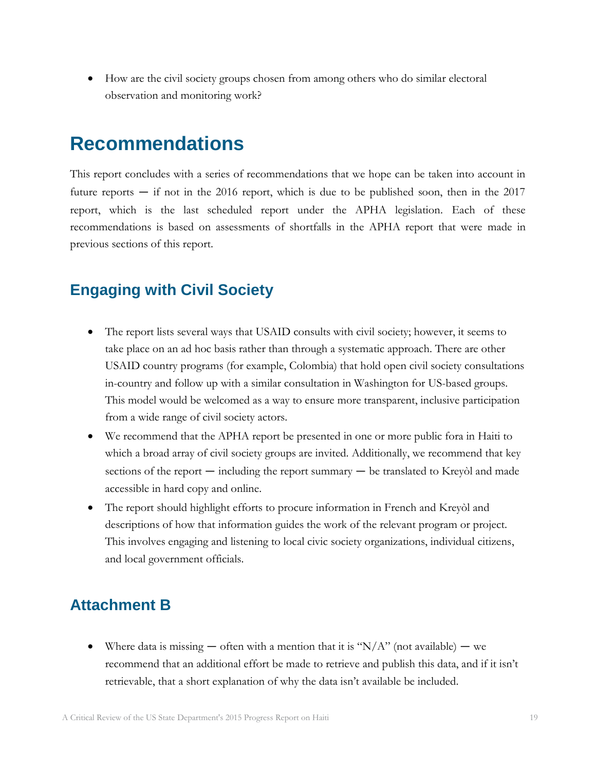- How are the civil society groups chosen from among others who do similar electoral observation and monitoring work?

# Recommendations

This report concludes with a series of recommendations that we hope can be taken into account in future reports — if not in the 2016 report, which is due to be published soon, then in the 2017 report, which is the last scheduled report under the APHA legislation. Each of these recommendations is based on assessments of shortfalls in the APHA report that were made in previous sections of this report.

## Engaging with Civil Society

- The report lists several ways that USAID consults with civil society; however, it seems to take place on an ad hoc basis rather than through a systematic approach. There are other USAID country programs (for example, Colombia) that hold open civil society consultations in-country and follow up with a similar consultation in Washington for US-based groups. This model would be welcomed as a way to ensure more transparent, inclusive participation from a wide range of civil society actors.
- We recommend that the APHA report be presented in one or more public fora in Haiti to which a broad array of civil society groups are invited. Additionally, we recommend that key sections of the report — including the report summary — be translated to Kreyòl and made accessible in hard copy and online.
- The report should highlight efforts to procure information in French and Kreyòl and descriptions of how that information guides the work of the relevant program or project. This involves engaging and listening to local civic society organizations, individual citizens, and local government officials.

## Attachment B

- Where data is missing — often with a mention that it is "N/A" (not available) — we recommend that an additional effort be made to retrieve and publish this data, and if it isn't retrievable, that a short explanation of why the data isn't available be included.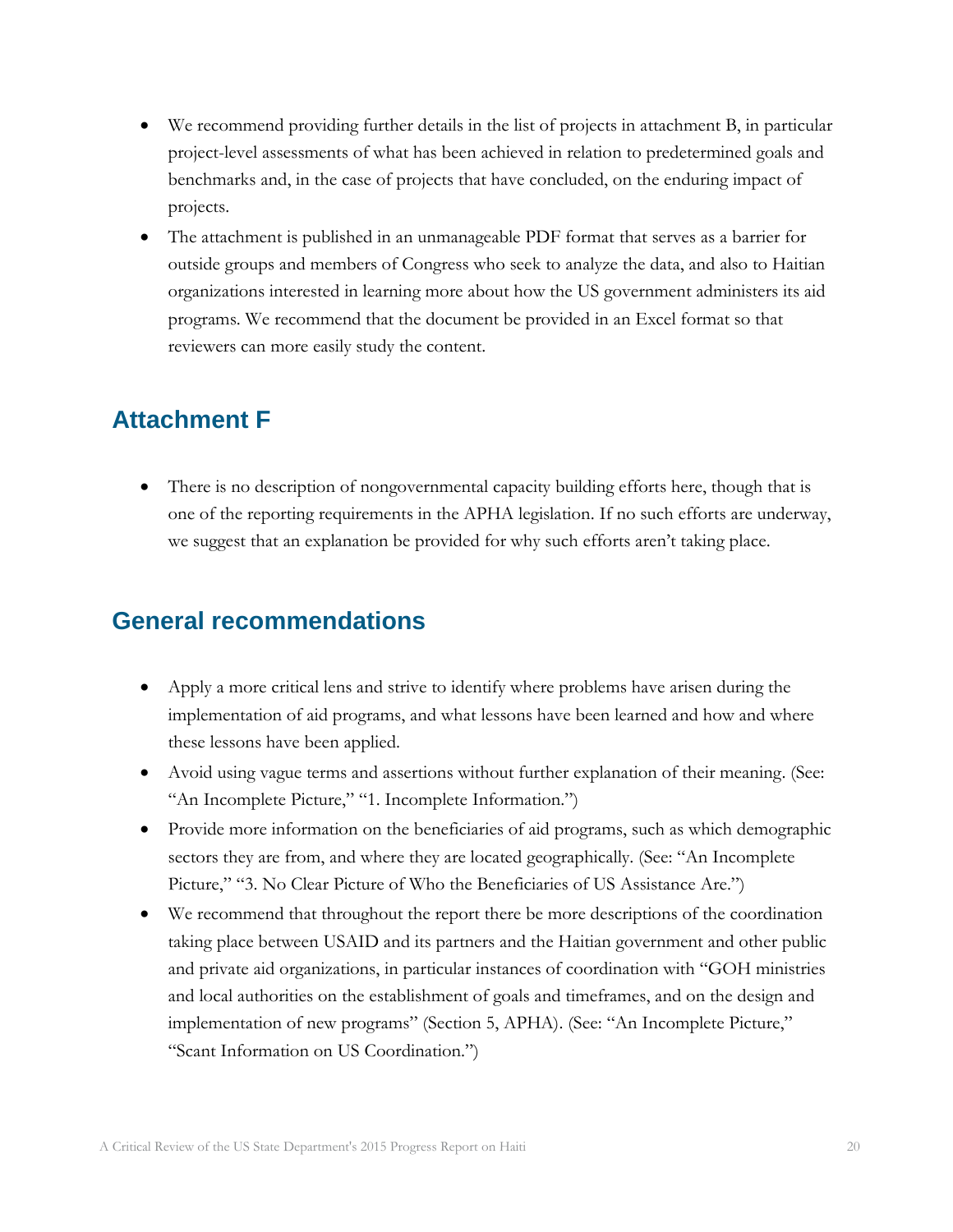- We recommend providing further details in the list of projects in attachment B, in particular project-level assessments of what has been achieved in relation to predetermined goals and benchmarks and, in the case of projects that have concluded, on the enduring impact of projects.
- The attachment is published in an unmanageable PDF format that serves as a barrier for outside groups and members of Congress who seek to analyze the data, and also to Haitian organizations interested in learning more about how the US government administers its aid programs. We recommend that the document be provided in an Excel format so that reviewers can more easily study the content.

## Attachment F

- There is no description of nongovernmental capacity building efforts here, though that is one of the reporting requirements in the APHA legislation. If no such efforts are underway, we suggest that an explanation be provided for why such efforts aren't taking place.

## General recommendations

- Apply a more critical lens and strive to identify where problems have arisen during the implementation of aid programs, and what lessons have been learned and how and where these lessons have been applied.
- Avoid using vague terms and assertions without further explanation of their meaning. (See: "An Incomplete Picture," "1. Incomplete Information.")
- Provide more information on the beneficiaries of aid programs, such as which demographic sectors they are from, and where they are located geographically. (See: "An Incomplete Picture," "3. No Clear Picture of Who the Beneficiaries of US Assistance Are.")
- We recommend that throughout the report there be more descriptions of the coordination taking place between USAID and its partners and the Haitian government and other public and private aid organizations, in particular instances of coordination with "GOH ministries and local authorities on the establishment of goals and timeframes, and on the design and implementation of new programs" (Section 5, APHA). (See: "An Incomplete Picture," "Scant Information on US Coordination.")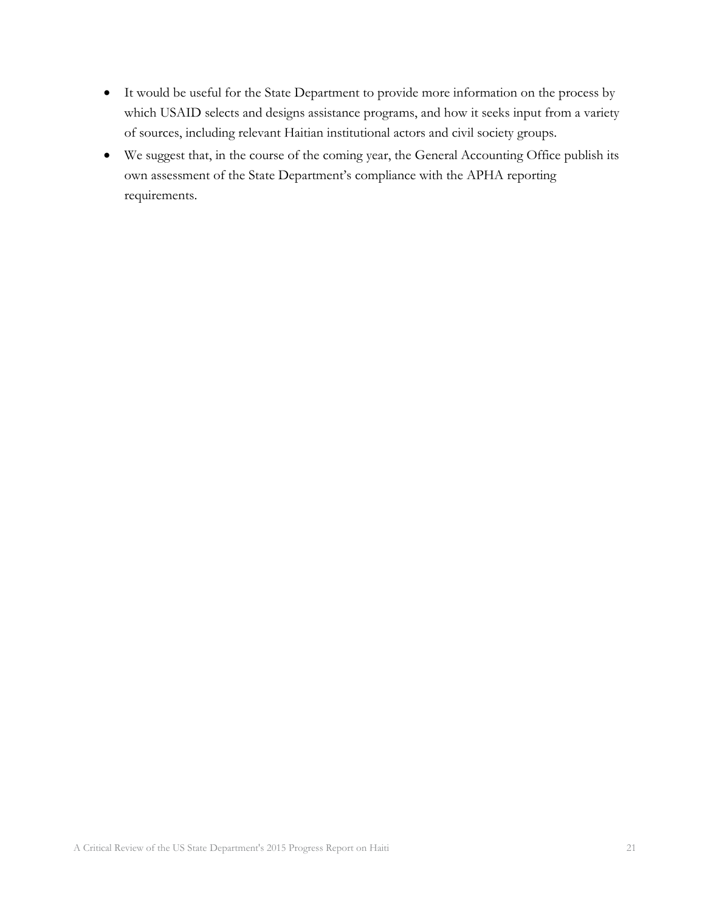- It would be useful for the State Department to provide more information on the process by which USAID selects and designs assistance programs, and how it seeks input from a variety of sources, including relevant Haitian institutional actors and civil society groups.
- We suggest that, in the course of the coming year, the General Accounting Office publish its own assessment of the State Department's compliance with the APHA reporting requirements.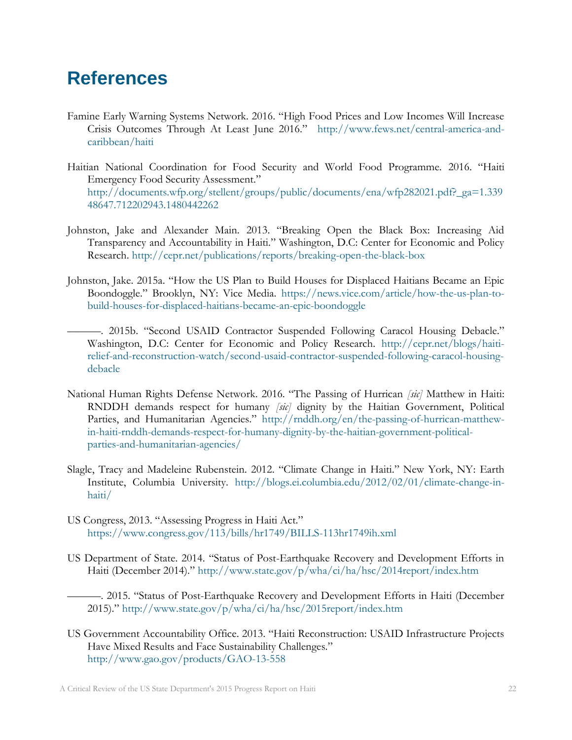# References

Famine Early Warning Systems Network. 2016. "High Food Prices and Low Incomes Will Increase Crisis Outcomes Through At Least June 2016." http://www.fews.net/central-america-and-caribbean/haiti

Haitian National Coordination for Food Security and World Food Programme. 2016. "Haiti Emergency Food Security Assessment." http://documents.wfp.org/stellent/groups/public/documents/ena/wfp282021.pdf?_ga=1.33948647.712202943.1480442262

Johnston, Jake and Alexander Main. 2013. "Breaking Open the Black Box: Increasing Aid Transparency and Accountability in Haiti." Washington, D.C: Center for Economic and Policy Research. http://cepr.net/publications/reports/breaking-open-the-black-box

Johnston, Jake. 2015a. "How the US Plan to Build Houses for Displaced Haitians Became an Epic Boondoggle." Brooklyn, NY: Vice Media. https://news.vice.com/article/how-the-us-plan-to-build-houses-for-displaced-haitians-became-an-epic-boondoggle

———. 2015b. "Second USAID Contractor Suspended Following Caracol Housing Debacle." Washington, D.C: Center for Economic and Policy Research. http://cepr.net/blogs/haiti-relief-and-reconstruction-watch/second-usaid-contractor-suspended-following-caracol-housing-debacle

National Human Rights Defense Network. 2016. "The Passing of Hurrican *[sic]* Matthew in Haiti: RNDDH demands respect for humany *[sic]* dignity by the Haitian Government, Political Parties, and Humanitarian Agencies." http://rnddh.org/en/the-passing-of-hurrican-matthew-in-haiti-rnddh-demands-respect-for-humany-dignity-by-the-haitian-government-political-parties-and-humanitarian-agencies/

Slagle, Tracy and Madeleine Rubenstein. 2012. "Climate Change in Haiti." New York, NY: Earth Institute, Columbia University. http://blogs.ei.columbia.edu/2012/02/01/climate-change-in-haiti/

US Congress, 2013. "Assessing Progress in Haiti Act." https://www.congress.gov/113/bills/hr1749/BILLS-113hr1749ih.xml

US Department of State. 2014. "Status of Post-Earthquake Recovery and Development Efforts in Haiti (December 2014)." http://www.state.gov/p/wha/ci/ha/hsc/2014report/index.htm

———. 2015. "Status of Post-Earthquake Recovery and Development Efforts in Haiti (December 2015)." http://www.state.gov/p/wha/ci/ha/hsc/2015report/index.htm

US Government Accountability Office. 2013. "Haiti Reconstruction: USAID Infrastructure Projects Have Mixed Results and Face Sustainability Challenges." http://www.gao.gov/products/GAO-13-558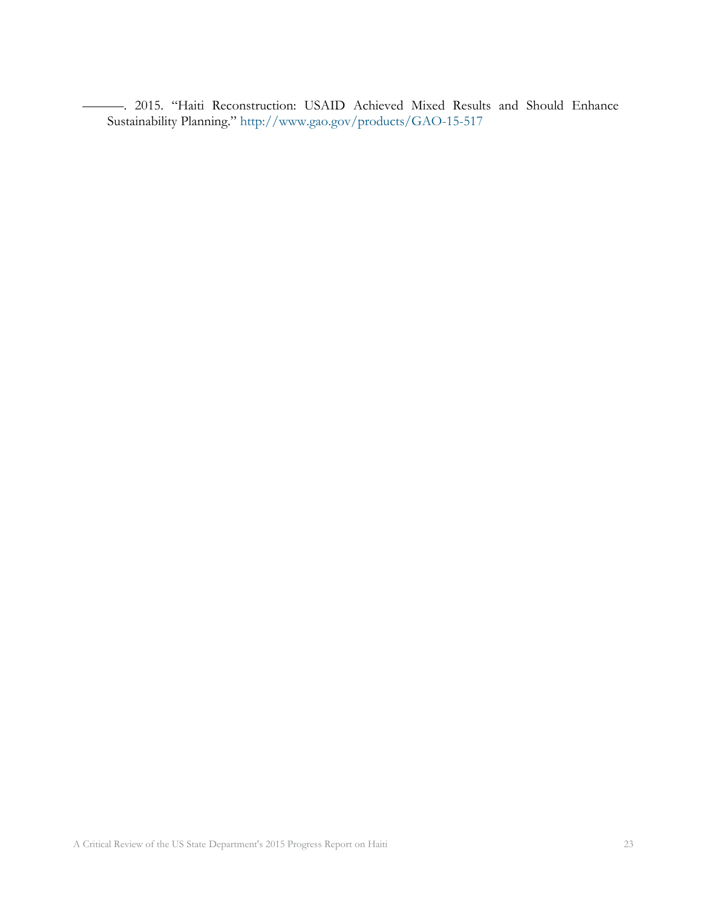———. 2015. "Haiti Reconstruction: USAID Achieved Mixed Results and Should Enhance Sustainability Planning." http://www.gao.gov/products/GAO-15-517